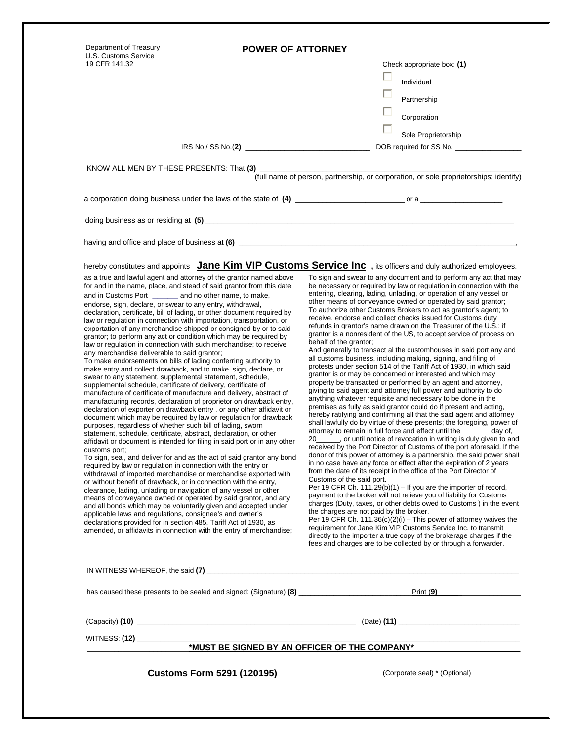Department of Treasury
U.S. Customs Service
19 CFR 141.32

# POWER OF ATTORNEY

Check appropriate box: **(1)**

- ☐ Individual
- ☐ Partnership
- ☐ Corporation
- ☐ Sole Proprietorship

IRS No / SS No.**(2)** ______________________________ DOB required for SS No. ________________

KNOW ALL MEN BY THESE PRESENTS: That **(3)** ____________________________________________
(full name of person, partnership, or corporation, or sole proprietorships; identify)

a corporation doing business under the laws of the state of **(4)** __________________________ or a ____________________

doing business as or residing at **(5)** ____________________________________________________________

having and office and place of business at **(6)** ____________________________________________________,

hereby constitutes and appoints **Jane Kim VIP Customs Service Inc** **,** its officers and duly authorized employees.

as a true and lawful agent and attorney of the grantor named above for and in the name, place, and stead of said grantor from this date and in Customs Port _______ and no other name, to make, endorse, sign, declare, or swear to any entry, withdrawal, declaration, certificate, bill of lading, or other document required by law or regulation in connection with importation, transportation, or exportation of any merchandise shipped or consigned by or to said grantor; to perform any act or condition which may be required by law or regulation in connection with such merchandise; to receive any merchandise deliverable to said grantor;
To make endorsements on bills of lading conferring authority to make entry and collect drawback, and to make, sign, declare, or swear to any statement, supplemental statement, schedule, supplemental schedule, certificate of delivery, certificate of manufacture of certificate of manufacture and delivery, abstract of manufacturing records, declaration of proprietor on drawback entry, declaration of exporter on drawback entry , or any other affidavit or document which may be required by law or regulation for drawback purposes, regardless of whether such bill of lading, sworn statement, schedule, certificate, abstract, declaration, or other affidavit or document is intended for filing in said port or in any other customs port;
To sign, seal, and deliver for and as the act of said grantor any bond required by law or regulation in connection with the entry or withdrawal of imported merchandise or merchandise exported with or without benefit of drawback, or in connection with the entry, clearance, lading, unlading or navigation of any vessel or other means of conveyance owned or operated by said grantor, and any and all bonds which may be voluntarily given and accepted under applicable laws and regulations, consignee's and owner's declarations provided for in section 485, Tariff Act of 1930, as amended, or affidavits in connection with the entry of merchandise;
To sign and swear to any document and to perform any act that may be necessary or required by law or regulation in connection with the entering, clearing, lading, unlading, or operation of any vessel or other means of conveyance owned or operated by said grantor;
To authorize other Customs Brokers to act as grantor's agent; to receive, endorse and collect checks issued for Customs duty refunds in grantor's name drawn on the Treasurer of the U.S.; if grantor is a nonresident of the US, to accept service of process on behalf of the grantor;
And generally to transact al the customhouses in said port any and all customs business, including making, signing, and filing of protests under section 514 of the Tariff Act of 1930, in which said grantor is or may be concerned or interested and which may property be transacted or performed by an agent and attorney, giving to said agent and attorney full power and authority to do anything whatever requisite and necessary to be done in the premises as fully as said grantor could do if present and acting, hereby ratifying and confirming all that the said agent and attorney shall lawfully do by virtue of these presents; the foregoing, power of attorney to remain in full force and effect until the _______ day of, 20______, or until notice of revocation in writing is duly given to and received by the Port Director of Customs of the port aforesaid. If the donor of this power of attorney is a partnership, the said power shall in no case have any force or effect after the expiration of 2 years from the date of its receipt in the office of the Port Director of Customs of the said port.
Per 19 CFR Ch. 111.29(b)(1) – If you are the importer of record, payment to the broker will not relieve you of liability for Customs charges (Duty, taxes, or other debts owed to Customs ) in the event the charges are not paid by the broker.
Per 19 CFR Ch. 111.36(c)(2)(i) – This power of attorney waives the requirement for Jane Kim VIP Customs Service Inc. to transmit directly to the importer a true copy of the brokerage charges if the fees and charges are to be collected by or through a forwarder.

IN WITNESS WHEREOF, the said **(7)** ____________________________________________________________

has caused these presents to be sealed and signed: (Signature) **(8)** ____________________________ Print (**9)**______

(Capacity) **(10)** ______________________________________________ (Date) **(11)** ______________________________

WITNESS: **(12)** ____________________________________________________________

**\*MUST BE SIGNED BY AN OFFICER OF THE COMPANY\***

**Customs Form 5291 (120195)** (Corporate seal) * (Optional)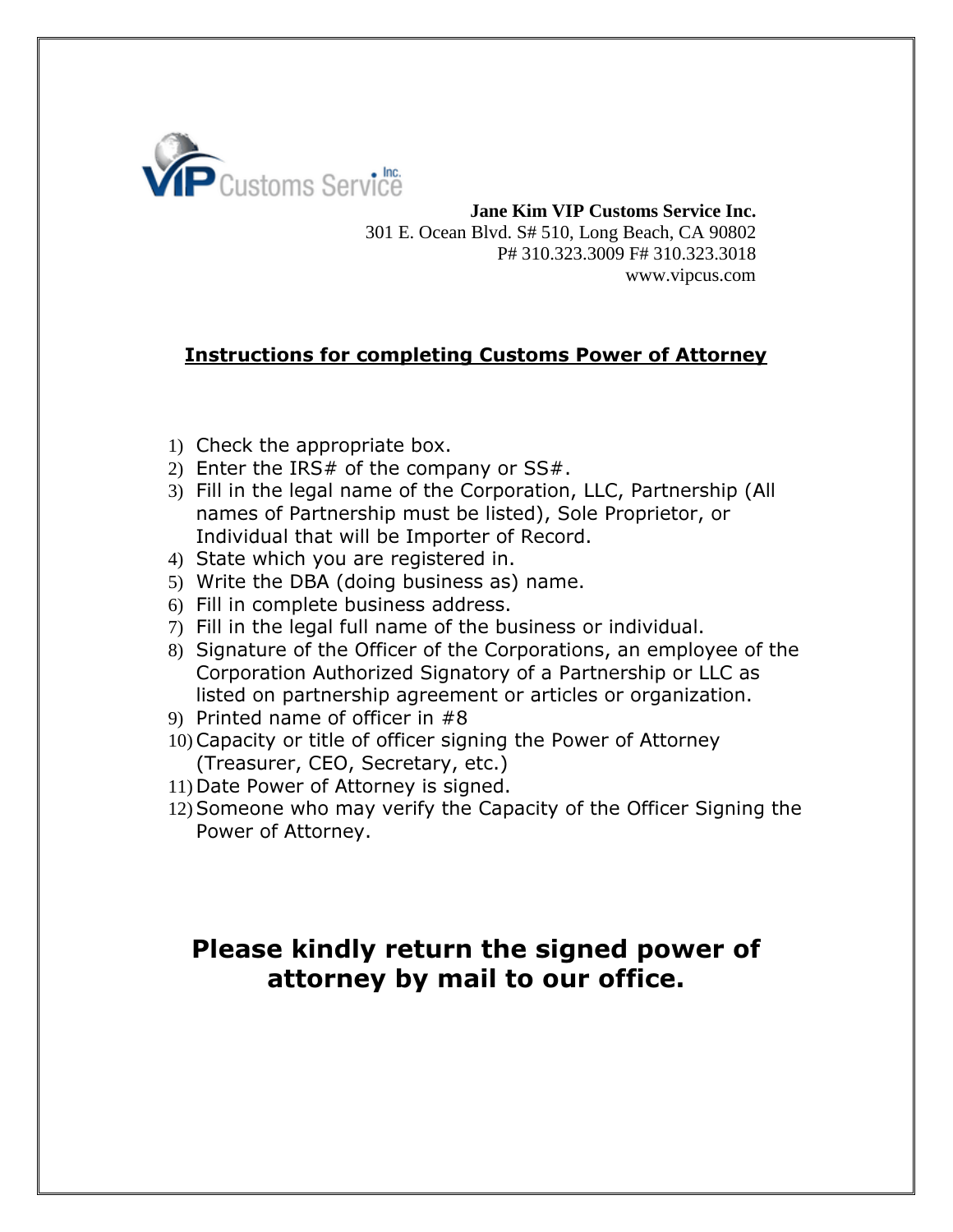VIP Customs Service Inc.

**Jane Kim VIP Customs Service Inc.**
301 E. Ocean Blvd. S# 510, Long Beach, CA 90802
P# 310.323.3009 F# 310.323.3018
www.vipcus.com

## Instructions for completing Customs Power of Attorney

1) Check the appropriate box.
2) Enter the IRS# of the company or SS#.
3) Fill in the legal name of the Corporation, LLC, Partnership (All names of Partnership must be listed), Sole Proprietor, or Individual that will be Importer of Record.
4) State which you are registered in.
5) Write the DBA (doing business as) name.
6) Fill in complete business address.
7) Fill in the legal full name of the business or individual.
8) Signature of the Officer of the Corporations, an employee of the Corporation Authorized Signatory of a Partnership or LLC as listed on partnership agreement or articles or organization.
9) Printed name of officer in #8
10) Capacity or title of officer signing the Power of Attorney (Treasurer, CEO, Secretary, etc.)
11) Date Power of Attorney is signed.
12) Someone who may verify the Capacity of the Officer Signing the Power of Attorney.

**Please kindly return the signed power of attorney by mail to our office.**